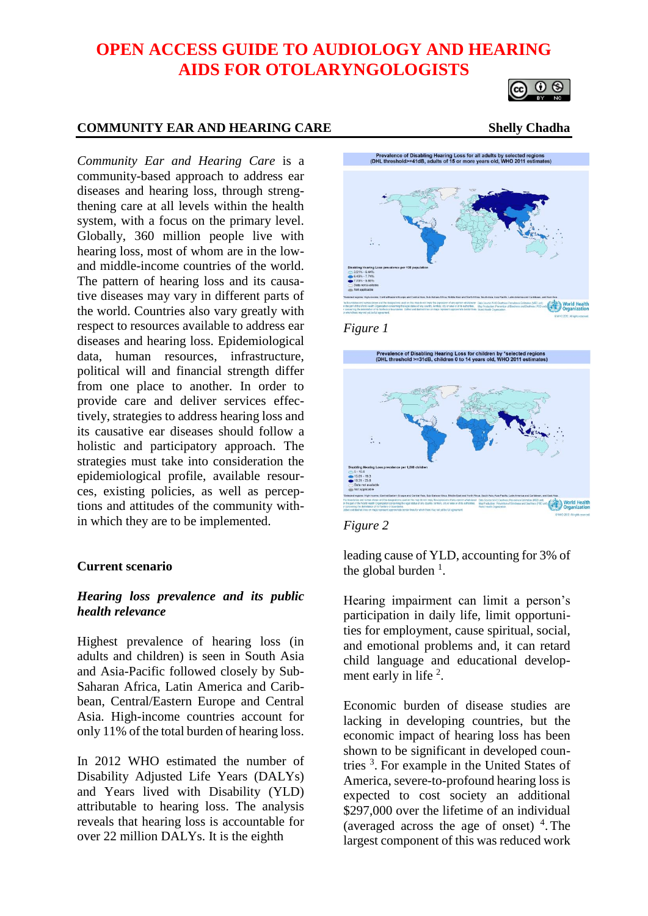# OPEN ACCESS GUIDE TO AUDIOLOGY AND HEARING AIDS FOR OTOLARYNGOLOGISTS

## COMMUNITY EAR AND HEARING CARE

**Shelly Chadha**

*Community Ear and Hearing Care* is a community-based approach to address ear diseases and hearing loss, through strengthening care at all levels within the health system, with a focus on the primary level. Globally, 360 million people live with hearing loss, most of whom are in the low- and middle-income countries of the world. The pattern of hearing loss and its causative diseases may vary in different parts of the world. Countries also vary greatly with respect to resources available to address ear diseases and hearing loss. Epidemiological data, human resources, infrastructure, political will and financial strength differ from one place to another. In order to provide care and deliver services effectively, strategies to address hearing loss and its causative ear diseases should follow a holistic and participatory approach. The strategies must take into consideration the epidemiological profile, available resources, existing policies, as well as perceptions and attitudes of the community within which they are to be implemented.

Figure 1

Figure 2

### Current scenario

#### *Hearing loss prevalence and its public health relevance*

Highest prevalence of hearing loss (in adults and children) is seen in South Asia and Asia-Pacific followed closely by Sub-Saharan Africa, Latin America and Caribbean, Central/Eastern Europe and Central Asia. High-income countries account for only 11% of the total burden of hearing loss.

In 2012 WHO estimated the number of Disability Adjusted Life Years (DALYs) and Years lived with Disability (YLD) attributable to hearing loss. The analysis reveals that hearing loss is accountable for over 22 million DALYs. It is the eighth leading cause of YLD, accounting for 3% of the global burden [1].

Hearing impairment can limit a person's participation in daily life, limit opportunities for employment, cause spiritual, social, and emotional problems and, it can retard child language and educational development early in life [2].

Economic burden of disease studies are lacking in developing countries, but the economic impact of hearing loss has been shown to be significant in developed countries [3]. For example in the United States of America, severe-to-profound hearing loss is expected to cost society an additional \$297,000 over the lifetime of an individual (averaged across the age of onset) [4]. The largest component of this was reduced work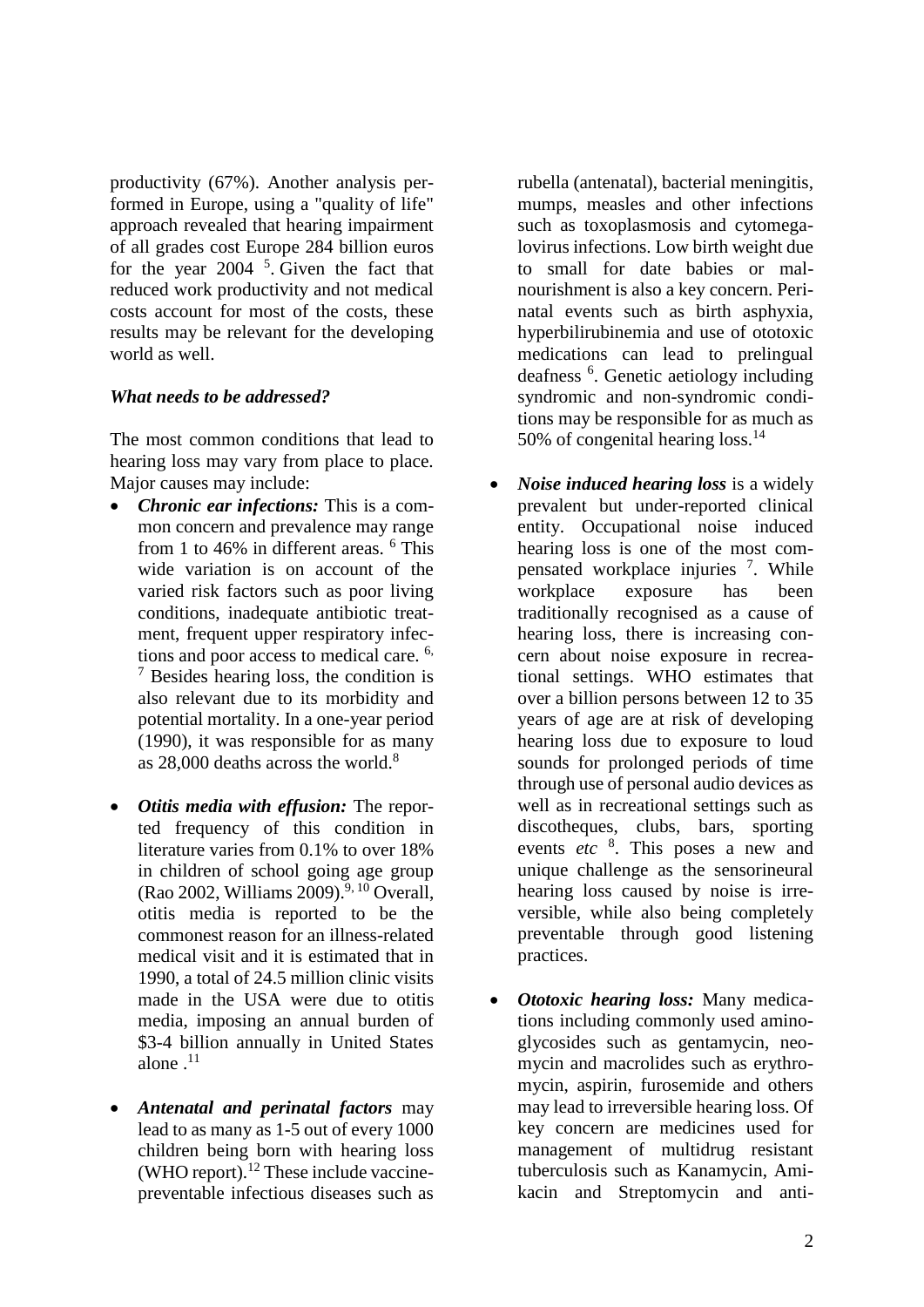productivity (67%). Another analysis performed in Europe, using a "quality of life" approach revealed that hearing impairment of all grades cost Europe 284 billion euros for the year 2004 [5]. Given the fact that reduced work productivity and not medical costs account for most of the costs, these results may be relevant for the developing world as well.

***What needs to be addressed?***

The most common conditions that lead to hearing loss may vary from place to place. Major causes may include:

- ***Chronic ear infections:*** This is a common concern and prevalence may range from 1 to 46% in different areas. [6] This wide variation is on account of the varied risk factors such as poor living conditions, inadequate antibiotic treatment, frequent upper respiratory infections and poor access to medical care. [6, 7] Besides hearing loss, the condition is also relevant due to its morbidity and potential mortality. In a one-year period (1990), it was responsible for as many as 28,000 deaths across the world.[8]

- ***Otitis media with effusion:*** The reported frequency of this condition in literature varies from 0.1% to over 18% in children of school going age group (Rao 2002, Williams 2009).[9, 10] Overall, otitis media is reported to be the commonest reason for an illness-related medical visit and it is estimated that in 1990, a total of 24.5 million clinic visits made in the USA were due to otitis media, imposing an annual burden of $3-4 billion annually in United States alone .[11]

- ***Antenatal and perinatal factors*** may lead to as many as 1-5 out of every 1000 children being born with hearing loss (WHO report).[12] These include vaccine-preventable infectious diseases such as rubella (antenatal), bacterial meningitis, mumps, measles and other infections such as toxoplasmosis and cytomegalovirus infections. Low birth weight due to small for date babies or malnourishment is also a key concern. Perinatal events such as birth asphyxia, hyperbilirubinemia and use of ototoxic medications can lead to prelingual deafness [6]. Genetic aetiology including syndromic and non-syndromic conditions may be responsible for as much as 50% of congenital hearing loss.[14]

- ***Noise induced hearing loss*** is a widely prevalent but under-reported clinical entity. Occupational noise induced hearing loss is one of the most compensated workplace injuries [7]. While workplace exposure has been traditionally recognised as a cause of hearing loss, there is increasing concern about noise exposure in recreational settings. WHO estimates that over a billion persons between 12 to 35 years of age are at risk of developing hearing loss due to exposure to loud sounds for prolonged periods of time through use of personal audio devices as well as in recreational settings such as discotheques, clubs, bars, sporting events *etc* [8]. This poses a new and unique challenge as the sensorineural hearing loss caused by noise is irreversible, while also being completely preventable through good listening practices.

- ***Ototoxic hearing loss:*** Many medications including commonly used aminoglycosides such as gentamycin, neomycin and macrolides such as erythromycin, aspirin, furosemide and others may lead to irreversible hearing loss. Of key concern are medicines used for management of multidrug resistant tuberculosis such as Kanamycin, Amikacin and Streptomycin and anti-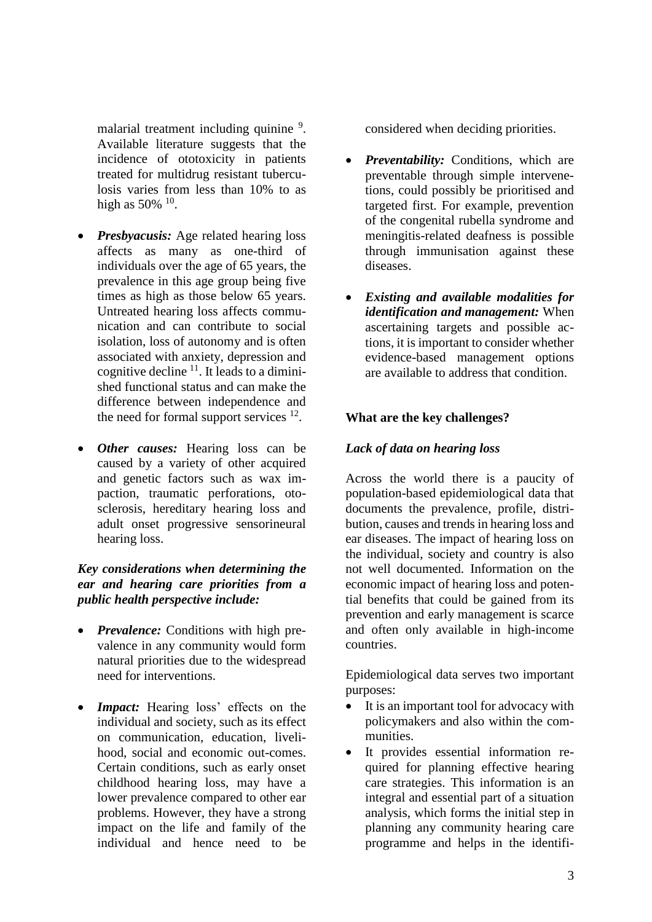malarial treatment including quinine [9]. Available literature suggests that the incidence of ototoxicity in patients treated for multidrug resistant tuberculosis varies from less than 10% to as high as 50% [10].

- ***Presbyacusis:*** Age related hearing loss affects as many as one-third of individuals over the age of 65 years, the prevalence in this age group being five times as high as those below 65 years. Untreated hearing loss affects communication and can contribute to social isolation, loss of autonomy and is often associated with anxiety, depression and cognitive decline [11]. It leads to a diminished functional status and can make the difference between independence and the need for formal support services [12].

- ***Other causes:*** Hearing loss can be caused by a variety of other acquired and genetic factors such as wax impaction, traumatic perforations, otosclerosis, hereditary hearing loss and adult onset progressive sensorineural hearing loss.

***Key considerations when determining the ear and hearing care priorities from a public health perspective include:***

- ***Prevalence:*** Conditions with high prevalence in any community would form natural priorities due to the widespread need for interventions.

- ***Impact:*** Hearing loss' effects on the individual and society, such as its effect on communication, education, livelihood, social and economic out-comes. Certain conditions, such as early onset childhood hearing loss, may have a lower prevalence compared to other ear problems. However, they have a strong impact on the life and family of the individual and hence need to be considered when deciding priorities.

- ***Preventability:*** Conditions, which are preventable through simple intervenetions, could possibly be prioritised and targeted first. For example, prevention of the congenital rubella syndrome and meningitis-related deafness is possible through immunisation against these diseases.

- ***Existing and available modalities for identification and management:*** When ascertaining targets and possible actions, it is important to consider whether evidence-based management options are available to address that condition.

**What are the key challenges?**

***Lack of data on hearing loss***

Across the world there is a paucity of population-based epidemiological data that documents the prevalence, profile, distribution, causes and trends in hearing loss and ear diseases. The impact of hearing loss on the individual, society and country is also not well documented. Information on the economic impact of hearing loss and potential benefits that could be gained from its prevention and early management is scarce and often only available in high-income countries.

Epidemiological data serves two important purposes:

- It is an important tool for advocacy with policymakers and also within the communities.
- It provides essential information required for planning effective hearing care strategies. This information is an integral and essential part of a situation analysis, which forms the initial step in planning any community hearing care programme and helps in the identifi-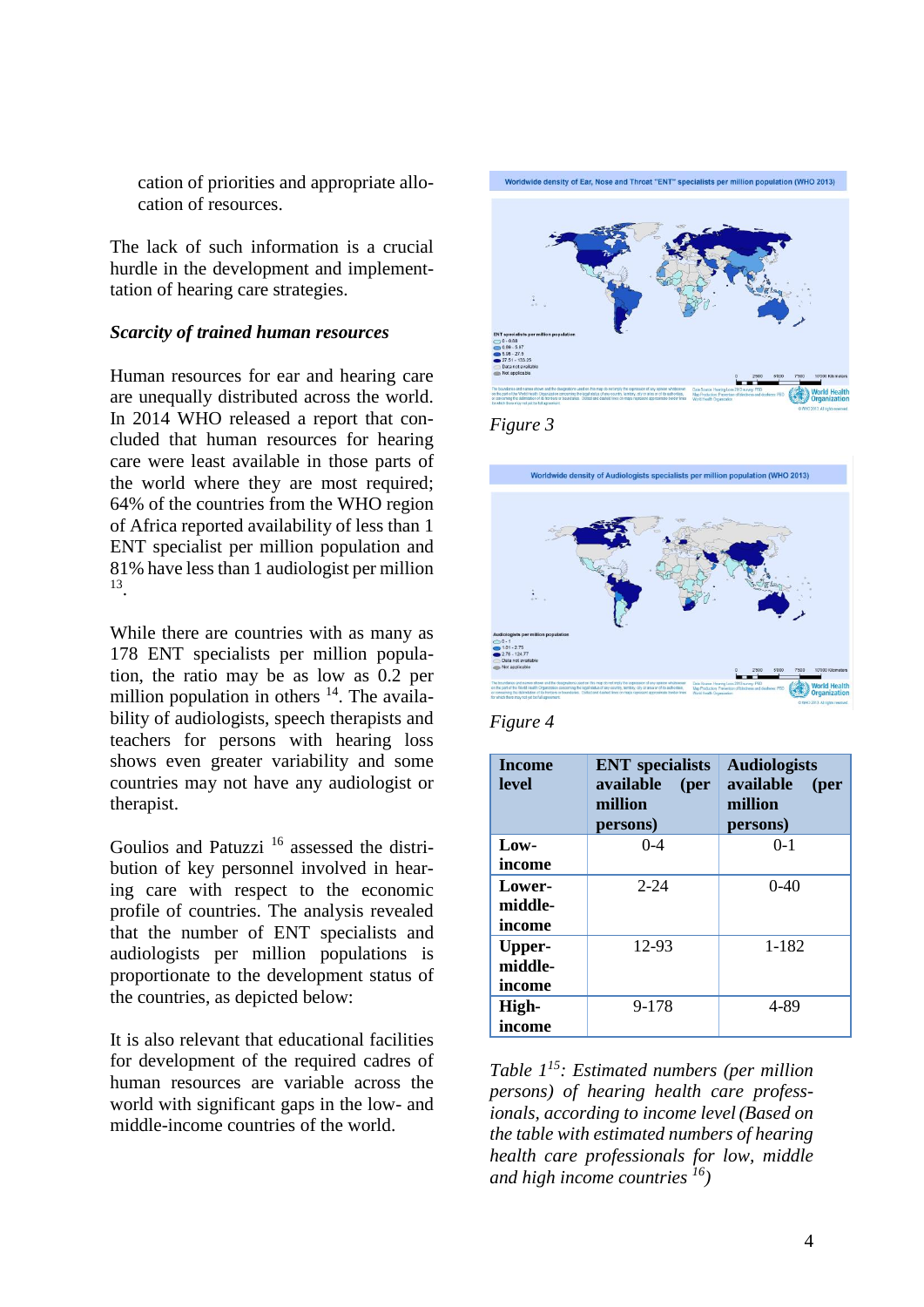cation of priorities and appropriate allocation of resources.

The lack of such information is a crucial hurdle in the development and implementtation of hearing care strategies.

***Scarcity of trained human resources***

Human resources for ear and hearing care are unequally distributed across the world. In 2014 WHO released a report that concluded that human resources for hearing care were least available in those parts of the world where they are most required; 64% of the countries from the WHO region of Africa reported availability of less than 1 ENT specialist per million population and 81% have less than 1 audiologist per million [13].

While there are countries with as many as 178 ENT specialists per million population, the ratio may be as low as 0.2 per million population in others [14]. The availability of audiologists, speech therapists and teachers for persons with hearing loss shows even greater variability and some countries may not have any audiologist or therapist.

Goulios and Patuzzi [16] assessed the distribution of key personnel involved in hearing care with respect to the economic profile of countries. The analysis revealed that the number of ENT specialists and audiologists per million populations is proportionate to the development status of the countries, as depicted below:

It is also relevant that educational facilities for development of the required cadres of human resources are variable across the world with significant gaps in the low- and middle-income countries of the world.

*Figure 3*

*Figure 4*

| Income level | ENT specialists available (per million persons) | Audiologists available (per million persons) |
|---|---|---|
| Low-income | 0-4 | 0-1 |
| Lower-middle-income | 2-24 | 0-40 |
| Upper-middle-income | 12-93 | 1-182 |
| High-income | 9-178 | 4-89 |

*Table 1[15]: Estimated numbers (per million persons) of hearing health care professionals, according to income level (Based on the table with estimated numbers of hearing health care professionals for low, middle and high income countries [16])*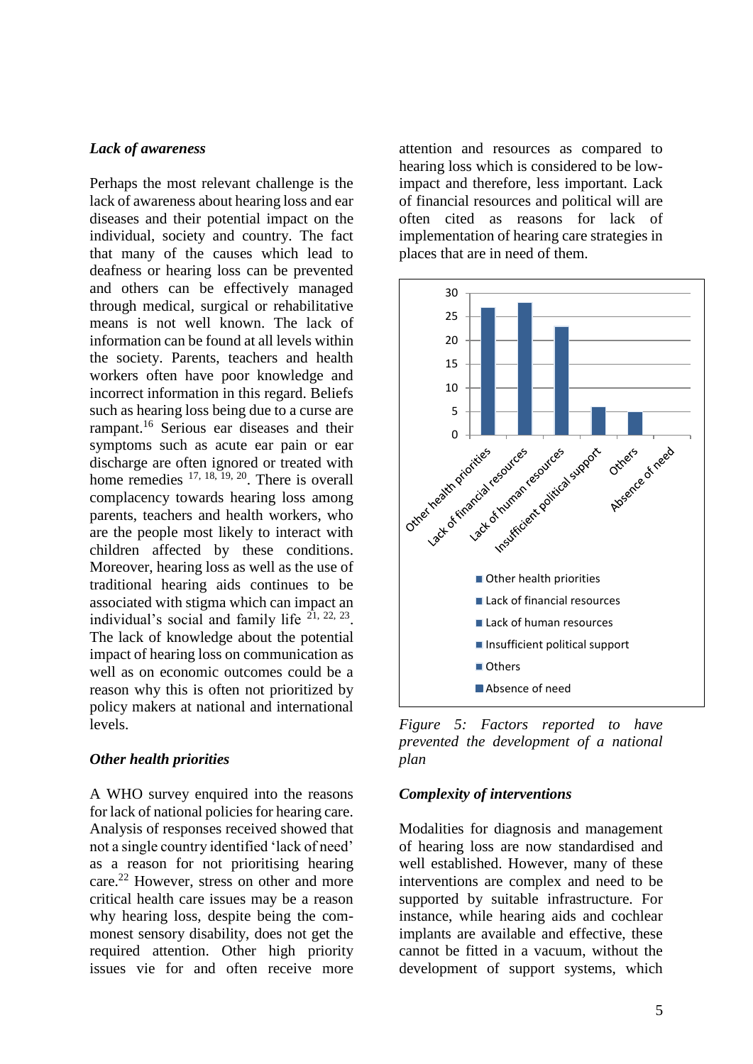### *Lack of awareness*

Perhaps the most relevant challenge is the lack of awareness about hearing loss and ear diseases and their potential impact on the individual, society and country. The fact that many of the causes which lead to deafness or hearing loss can be prevented and others can be effectively managed through medical, surgical or rehabilitative means is not well known. The lack of information can be found at all levels within the society. Parents, teachers and health workers often have poor knowledge and incorrect information in this regard. Beliefs such as hearing loss being due to a curse are rampant.[16] Serious ear diseases and their symptoms such as acute ear pain or ear discharge are often ignored or treated with home remedies [17, 18, 19, 20]. There is overall complacency towards hearing loss among parents, teachers and health workers, who are the people most likely to interact with children affected by these conditions. Moreover, hearing loss as well as the use of traditional hearing aids continues to be associated with stigma which can impact an individual's social and family life [21, 22, 23]. The lack of knowledge about the potential impact of hearing loss on communication as well as on economic outcomes could be a reason why this is often not prioritized by policy makers at national and international levels.

### *Other health priorities*

A WHO survey enquired into the reasons for lack of national policies for hearing care. Analysis of responses received showed that not a single country identified 'lack of need' as a reason for not prioritising hearing care.[22] However, stress on other and more critical health care issues may be a reason why hearing loss, despite being the commonest sensory disability, does not get the required attention. Other high priority issues vie for and often receive more attention and resources as compared to hearing loss which is considered to be low-impact and therefore, less important. Lack of financial resources and political will are often cited as reasons for lack of implementation of hearing care strategies in places that are in need of them.

*Figure 5: Factors reported to have prevented the development of a national plan*

### *Complexity of interventions*

Modalities for diagnosis and management of hearing loss are now standardised and well established. However, many of these interventions are complex and need to be supported by suitable infrastructure. For instance, while hearing aids and cochlear implants are available and effective, these cannot be fitted in a vacuum, without the development of support systems, which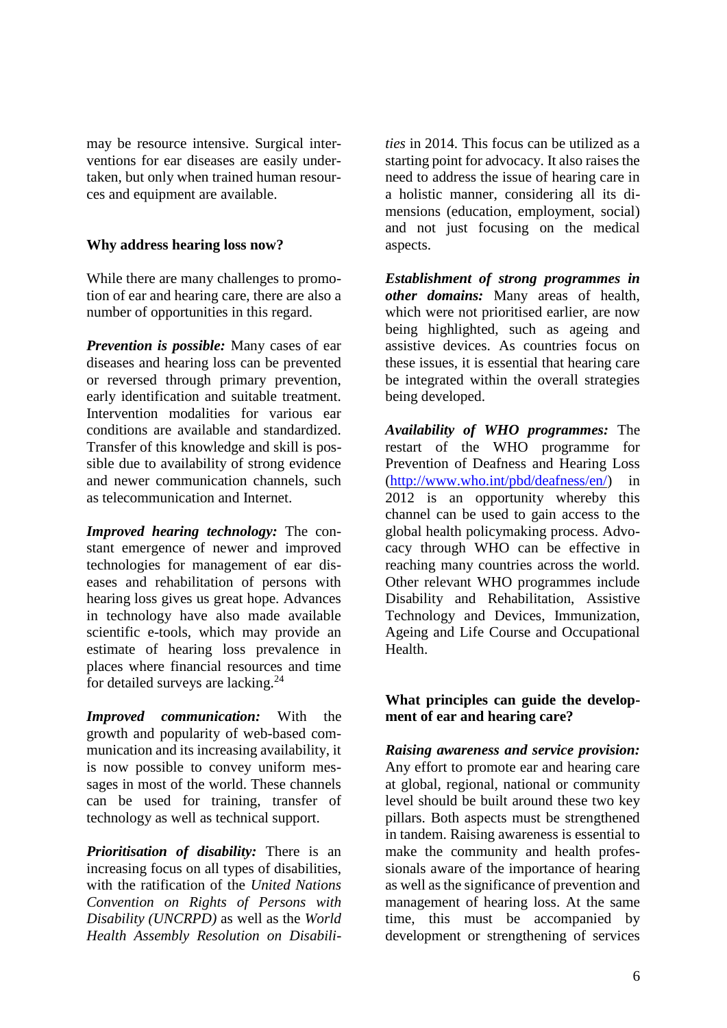may be resource intensive. Surgical interventions for ear diseases are easily undertaken, but only when trained human resources and equipment are available.

## Why address hearing loss now?

While there are many challenges to promotion of ear and hearing care, there are also a number of opportunities in this regard.

***Prevention is possible:*** Many cases of ear diseases and hearing loss can be prevented or reversed through primary prevention, early identification and suitable treatment. Intervention modalities for various ear conditions are available and standardized. Transfer of this knowledge and skill is possible due to availability of strong evidence and newer communication channels, such as telecommunication and Internet.

***Improved hearing technology:*** The constant emergence of newer and improved technologies for management of ear diseases and rehabilitation of persons with hearing loss gives us great hope. Advances in technology have also made available scientific e-tools, which may provide an estimate of hearing loss prevalence in places where financial resources and time for detailed surveys are lacking.[24]

***Improved communication:*** With the growth and popularity of web-based communication and its increasing availability, it is now possible to convey uniform messages in most of the world. These channels can be used for training, transfer of technology as well as technical support.

***Prioritisation of disability:*** There is an increasing focus on all types of disabilities, with the ratification of the *United Nations Convention on Rights of Persons with Disability (UNCRPD)* as well as the *World Health Assembly Resolution on Disabilities* in 2014. This focus can be utilized as a starting point for advocacy. It also raises the need to address the issue of hearing care in a holistic manner, considering all its dimensions (education, employment, social) and not just focusing on the medical aspects.

***Establishment of strong programmes in other domains:*** Many areas of health, which were not prioritised earlier, are now being highlighted, such as ageing and assistive devices. As countries focus on these issues, it is essential that hearing care be integrated within the overall strategies being developed.

***Availability of WHO programmes:*** The restart of the WHO programme for Prevention of Deafness and Hearing Loss (http://www.who.int/pbd/deafness/en/) in 2012 is an opportunity whereby this channel can be used to gain access to the global health policymaking process. Advocacy through WHO can be effective in reaching many countries across the world. Other relevant WHO programmes include Disability and Rehabilitation, Assistive Technology and Devices, Immunization, Ageing and Life Course and Occupational Health.

## What principles can guide the development of ear and hearing care?

***Raising awareness and service provision:*** Any effort to promote ear and hearing care at global, regional, national or community level should be built around these two key pillars. Both aspects must be strengthened in tandem. Raising awareness is essential to make the community and health professionals aware of the importance of hearing as well as the significance of prevention and management of hearing loss. At the same time, this must be accompanied by development or strengthening of services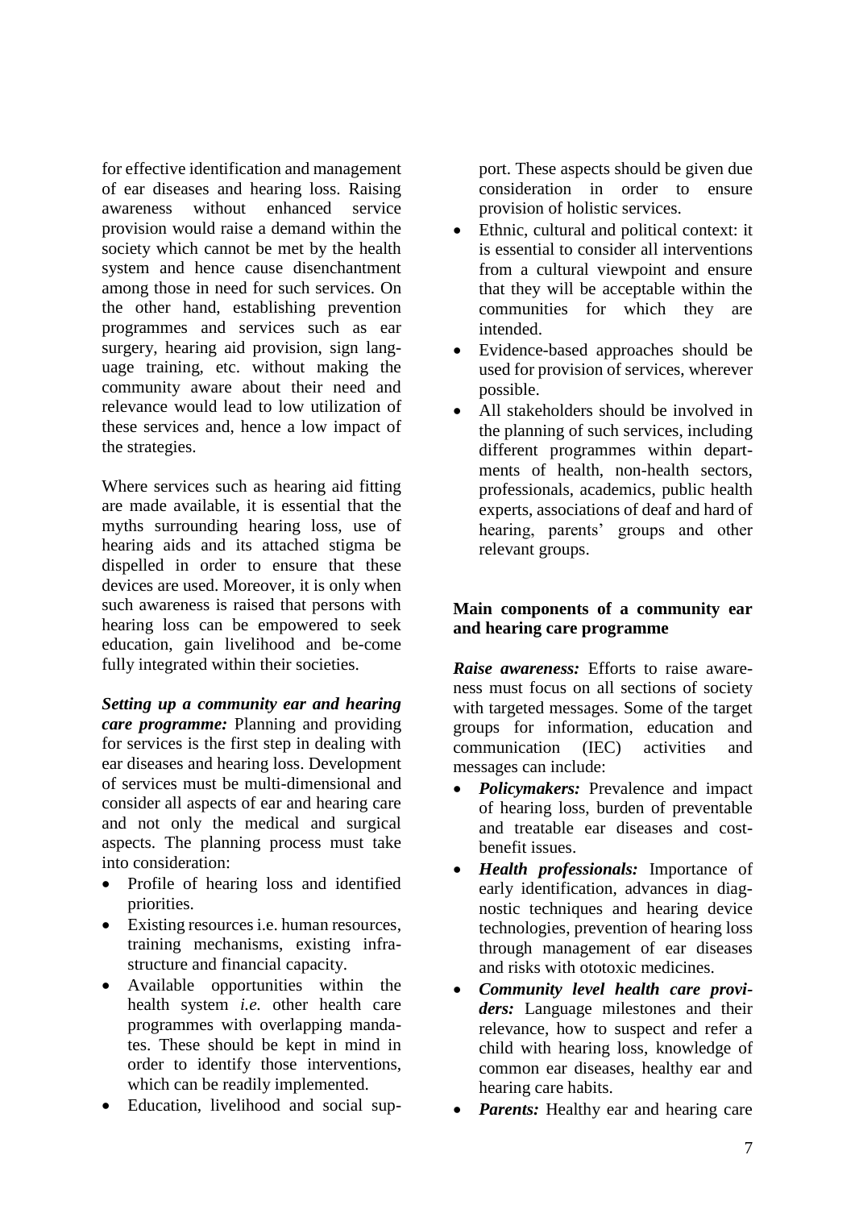for effective identification and management of ear diseases and hearing loss. Raising awareness without enhanced service provision would raise a demand within the society which cannot be met by the health system and hence cause disenchantment among those in need for such services. On the other hand, establishing prevention programmes and services such as ear surgery, hearing aid provision, sign language training, etc. without making the community aware about their need and relevance would lead to low utilization of these services and, hence a low impact of the strategies.

Where services such as hearing aid fitting are made available, it is essential that the myths surrounding hearing loss, use of hearing aids and its attached stigma be dispelled in order to ensure that these devices are used. Moreover, it is only when such awareness is raised that persons with hearing loss can be empowered to seek education, gain livelihood and be-come fully integrated within their societies.

***Setting up a community ear and hearing care programme:*** Planning and providing for services is the first step in dealing with ear diseases and hearing loss. Development of services must be multi-dimensional and consider all aspects of ear and hearing care and not only the medical and surgical aspects. The planning process must take into consideration:

- Profile of hearing loss and identified priorities.
- Existing resources i.e. human resources, training mechanisms, existing infrastructure and financial capacity.
- Available opportunities within the health system *i.e.* other health care programmes with overlapping mandates. These should be kept in mind in order to identify those interventions, which can be readily implemented.
- Education, livelihood and social support. These aspects should be given due consideration in order to ensure provision of holistic services.
- Ethnic, cultural and political context: it is essential to consider all interventions from a cultural viewpoint and ensure that they will be acceptable within the communities for which they are intended.
- Evidence-based approaches should be used for provision of services, wherever possible.
- All stakeholders should be involved in the planning of such services, including different programmes within departments of health, non-health sectors, professionals, academics, public health experts, associations of deaf and hard of hearing, parents' groups and other relevant groups.

**Main components of a community ear and hearing care programme**

***Raise awareness:*** Efforts to raise awareness must focus on all sections of society with targeted messages. Some of the target groups for information, education and communication (IEC) activities and messages can include:

- ***Policymakers:*** Prevalence and impact of hearing loss, burden of preventable and treatable ear diseases and cost-benefit issues.
- ***Health professionals:*** Importance of early identification, advances in diagnostic techniques and hearing device technologies, prevention of hearing loss through management of ear diseases and risks with ototoxic medicines.
- ***Community level health care providers:*** Language milestones and their relevance, how to suspect and refer a child with hearing loss, knowledge of common ear diseases, healthy ear and hearing care habits.
- ***Parents:*** Healthy ear and hearing care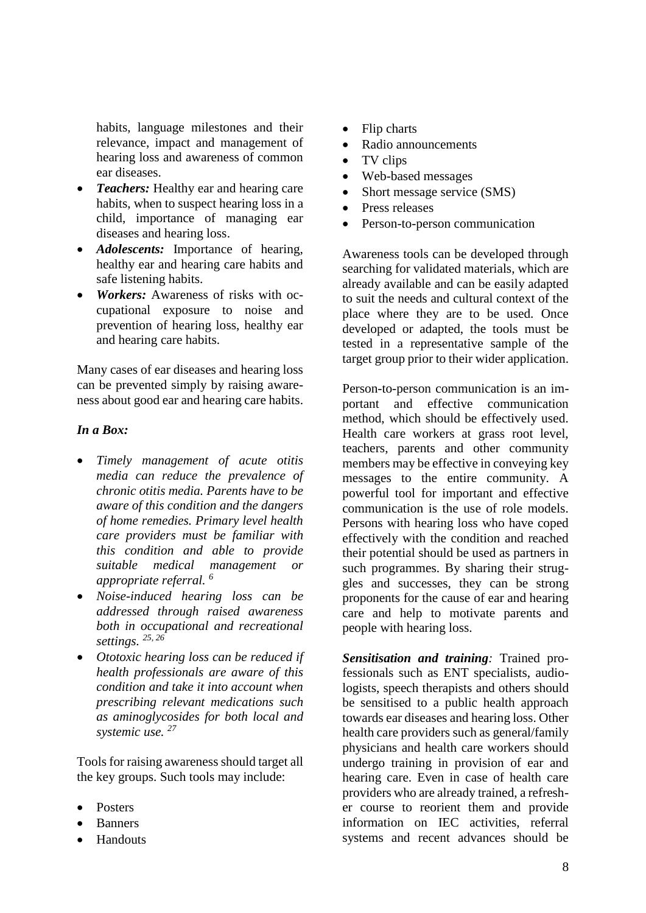habits, language milestones and their relevance, impact and management of hearing loss and awareness of common ear diseases.

- ***Teachers:*** Healthy ear and hearing care habits, when to suspect hearing loss in a child, importance of managing ear diseases and hearing loss.
- ***Adolescents:*** Importance of hearing, healthy ear and hearing care habits and safe listening habits.
- ***Workers:*** Awareness of risks with occupational exposure to noise and prevention of hearing loss, healthy ear and hearing care habits.

Many cases of ear diseases and hearing loss can be prevented simply by raising awareness about good ear and hearing care habits.

***In a Box:***

- *Timely management of acute otitis media can reduce the prevalence of chronic otitis media. Parents have to be aware of this condition and the dangers of home remedies. Primary level health care providers must be familiar with this condition and able to provide suitable medical management or appropriate referral.* [6]
- *Noise-induced hearing loss can be addressed through raised awareness both in occupational and recreational settings.* [25, 26]
- *Ototoxic hearing loss can be reduced if health professionals are aware of this condition and take it into account when prescribing relevant medications such as aminoglycosides for both local and systemic use.* [27]

Tools for raising awareness should target all the key groups. Such tools may include:

- Posters
- Banners
- Handouts
- Flip charts
- Radio announcements
- TV clips
- Web-based messages
- Short message service (SMS)
- Press releases
- Person-to-person communication

Awareness tools can be developed through searching for validated materials, which are already available and can be easily adapted to suit the needs and cultural context of the place where they are to be used. Once developed or adapted, the tools must be tested in a representative sample of the target group prior to their wider application.

Person-to-person communication is an important and effective communication method, which should be effectively used. Health care workers at grass root level, teachers, parents and other community members may be effective in conveying key messages to the entire community. A powerful tool for important and effective communication is the use of role models. Persons with hearing loss who have coped effectively with the condition and reached their potential should be used as partners in such programmes. By sharing their struggles and successes, they can be strong proponents for the cause of ear and hearing care and help to motivate parents and people with hearing loss.

***Sensitisation and training****:* Trained professionals such as ENT specialists, audiologists, speech therapists and others should be sensitised to a public health approach towards ear diseases and hearing loss. Other health care providers such as general/family physicians and health care workers should undergo training in provision of ear and hearing care. Even in case of health care providers who are already trained, a refresher course to reorient them and provide information on IEC activities, referral systems and recent advances should be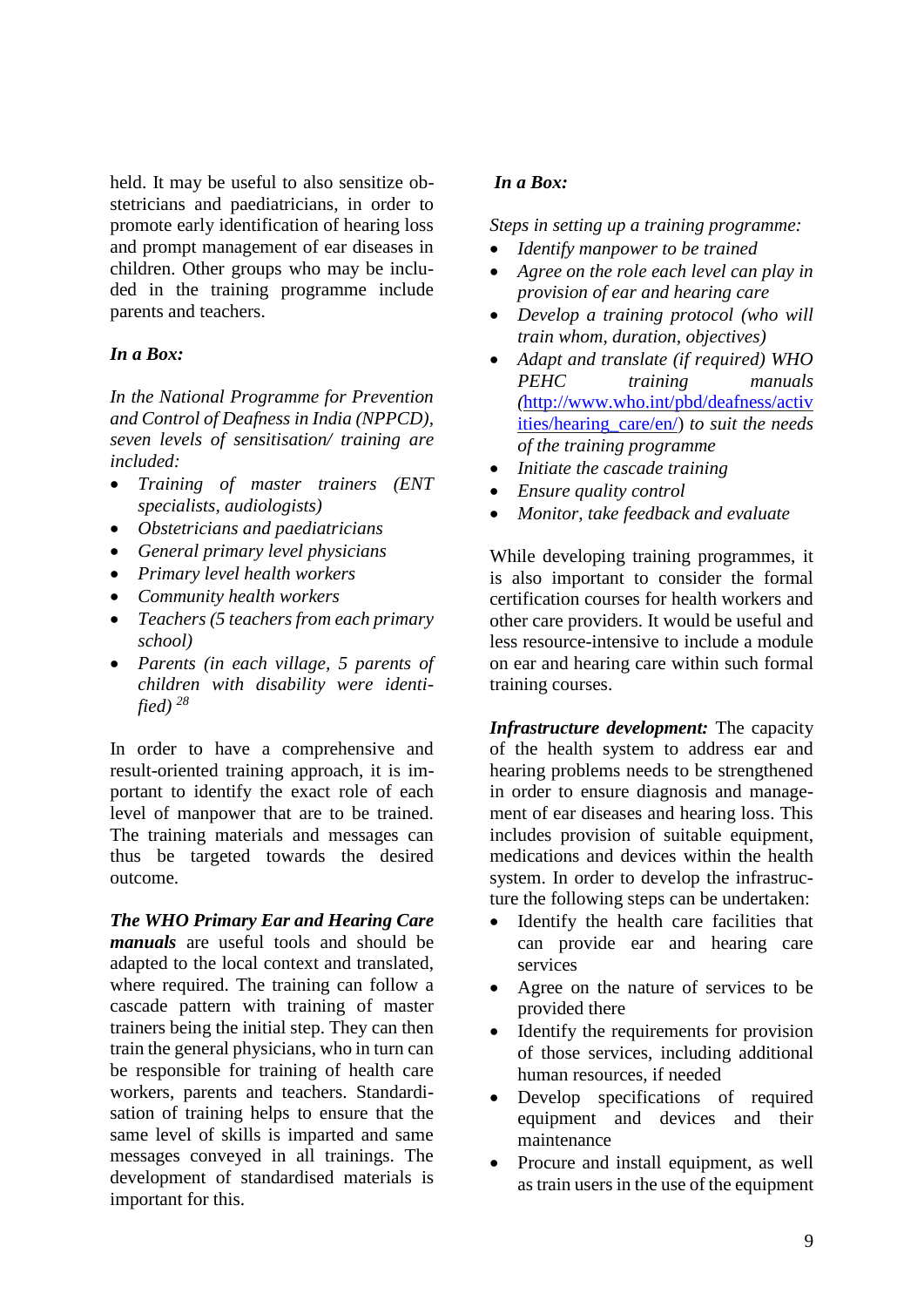held. It may be useful to also sensitize obstetricians and paediatricians, in order to promote early identification of hearing loss and prompt management of ear diseases in children. Other groups who may be included in the training programme include parents and teachers.

***In a Box:***

*In the National Programme for Prevention and Control of Deafness in India (NPPCD), seven levels of sensitisation/ training are included:*

- *Training of master trainers (ENT specialists, audiologists)*
- *Obstetricians and paediatricians*
- *General primary level physicians*
- *Primary level health workers*
- *Community health workers*
- *Teachers (5 teachers from each primary school)*
- *Parents (in each village, 5 parents of children with disability were identified)* [28]

In order to have a comprehensive and result-oriented training approach, it is important to identify the exact role of each level of manpower that are to be trained. The training materials and messages can thus be targeted towards the desired outcome.

***The WHO Primary Ear and Hearing Care manuals*** are useful tools and should be adapted to the local context and translated, where required. The training can follow a cascade pattern with training of master trainers being the initial step. They can then train the general physicians, who in turn can be responsible for training of health care workers, parents and teachers. Standardisation of training helps to ensure that the same level of skills is imparted and same messages conveyed in all trainings. The development of standardised materials is important for this.

***In a Box:***

*Steps in setting up a training programme:*

- *Identify manpower to be trained*
- *Agree on the role each level can play in provision of ear and hearing care*
- *Develop a training protocol (who will train whom, duration, objectives)*
- *Adapt and translate (if required) WHO PEHC training manuals (*[http://www.who.int/pbd/deafness/activities/hearing_care/en/](http://www.who.int/pbd/deafness/activities/hearing_care/en/)*) to suit the needs of the training programme*
- *Initiate the cascade training*
- *Ensure quality control*
- *Monitor, take feedback and evaluate*

While developing training programmes, it is also important to consider the formal certification courses for health workers and other care providers. It would be useful and less resource-intensive to include a module on ear and hearing care within such formal training courses.

***Infrastructure development:*** The capacity of the health system to address ear and hearing problems needs to be strengthened in order to ensure diagnosis and management of ear diseases and hearing loss. This includes provision of suitable equipment, medications and devices within the health system. In order to develop the infrastructure the following steps can be undertaken:

- Identify the health care facilities that can provide ear and hearing care services
- Agree on the nature of services to be provided there
- Identify the requirements for provision of those services, including additional human resources, if needed
- Develop specifications of required equipment and devices and their maintenance
- Procure and install equipment, as well as train users in the use of the equipment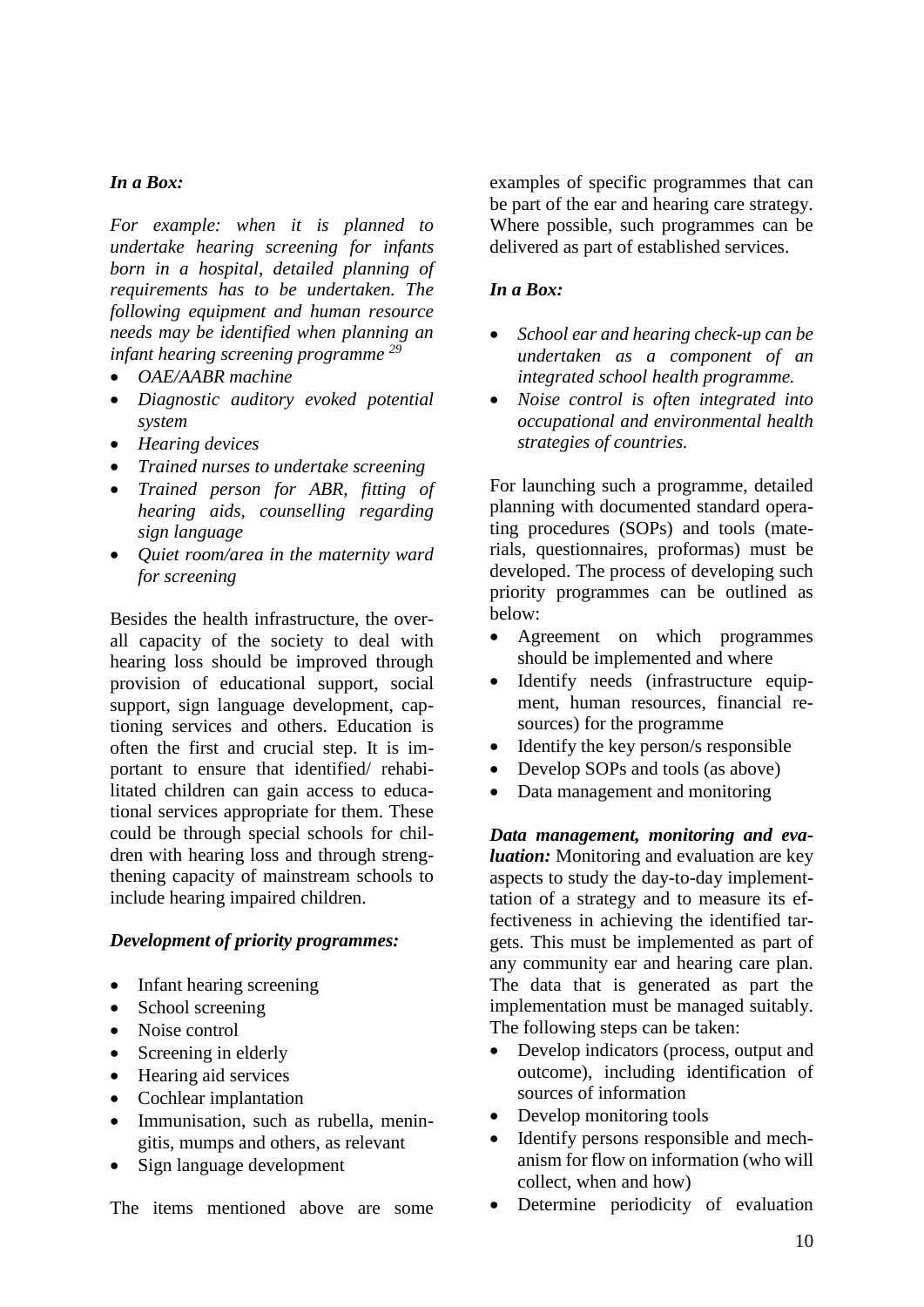***In a Box:***

*For example: when it is planned to undertake hearing screening for infants born in a hospital, detailed planning of requirements has to be undertaken. The following equipment and human resource needs may be identified when planning an infant hearing screening programme [29]*

- *OAE/AABR machine*
- *Diagnostic auditory evoked potential system*
- *Hearing devices*
- *Trained nurses to undertake screening*
- *Trained person for ABR, fitting of hearing aids, counselling regarding sign language*
- *Quiet room/area in the maternity ward for screening*

Besides the health infrastructure, the overall capacity of the society to deal with hearing loss should be improved through provision of educational support, social support, sign language development, captioning services and others. Education is often the first and crucial step. It is important to ensure that identified/ rehabilitated children can gain access to educational services appropriate for them. These could be through special schools for children with hearing loss and through strengthening capacity of mainstream schools to include hearing impaired children.

***Development of priority programmes:***

- Infant hearing screening
- School screening
- Noise control
- Screening in elderly
- Hearing aid services
- Cochlear implantation
- Immunisation, such as rubella, meningitis, mumps and others, as relevant
- Sign language development

The items mentioned above are some examples of specific programmes that can be part of the ear and hearing care strategy. Where possible, such programmes can be delivered as part of established services.

***In a Box:***

- *School ear and hearing check-up can be undertaken as a component of an integrated school health programme.*
- *Noise control is often integrated into occupational and environmental health strategies of countries.*

For launching such a programme, detailed planning with documented standard operating procedures (SOPs) and tools (materials, questionnaires, proformas) must be developed. The process of developing such priority programmes can be outlined as below:

- Agreement on which programmes should be implemented and where
- Identify needs (infrastructure equipment, human resources, financial resources) for the programme
- Identify the key person/s responsible
- Develop SOPs and tools (as above)
- Data management and monitoring

***Data management, monitoring and evaluation:*** Monitoring and evaluation are key aspects to study the day-to-day implementtation of a strategy and to measure its effectiveness in achieving the identified targets. This must be implemented as part of any community ear and hearing care plan. The data that is generated as part the implementation must be managed suitably. The following steps can be taken:

- Develop indicators (process, output and outcome), including identification of sources of information
- Develop monitoring tools
- Identify persons responsible and mechanism for flow on information (who will collect, when and how)
- Determine periodicity of evaluation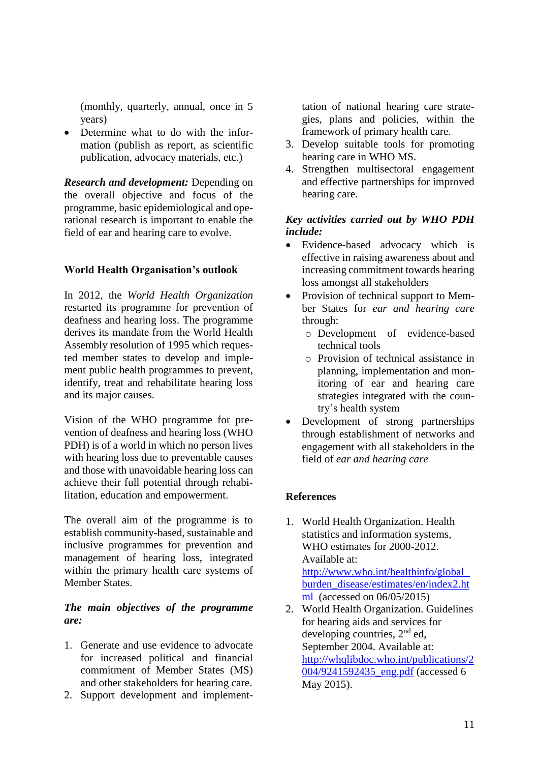(monthly, quarterly, annual, once in 5 years)

- Determine what to do with the information (publish as report, as scientific publication, advocacy materials, etc.)

***Research and development:*** Depending on the overall objective and focus of the programme, basic epidemiological and operational research is important to enable the field of ear and hearing care to evolve.

## World Health Organisation's outlook

In 2012, the *World Health Organization* restarted its programme for prevention of deafness and hearing loss. The programme derives its mandate from the World Health Assembly resolution of 1995 which requested member states to develop and implement public health programmes to prevent, identify, treat and rehabilitate hearing loss and its major causes.

Vision of the WHO programme for prevention of deafness and hearing loss (WHO PDH) is of a world in which no person lives with hearing loss due to preventable causes and those with unavoidable hearing loss can achieve their full potential through rehabilitation, education and empowerment.

The overall aim of the programme is to establish community-based, sustainable and inclusive programmes for prevention and management of hearing loss, integrated within the primary health care systems of Member States.

***The main objectives of the programme are:***

1. Generate and use evidence to advocate for increased political and financial commitment of Member States (MS) and other stakeholders for hearing care.
2. Support development and implementation of national hearing care strategies, plans and policies, within the framework of primary health care.
3. Develop suitable tools for promoting hearing care in WHO MS.
4. Strengthen multisectoral engagement and effective partnerships for improved hearing care.

***Key activities carried out by WHO PDH include:***

- Evidence-based advocacy which is effective in raising awareness about and increasing commitment towards hearing loss amongst all stakeholders
- Provision of technical support to Member States for *ear and hearing care* through:
  - Development of evidence-based technical tools
  - Provision of technical assistance in planning, implementation and monitoring of ear and hearing care strategies integrated with the country's health system
- Development of strong partnerships through establishment of networks and engagement with all stakeholders in the field of *ear and hearing care*

## References

1. World Health Organization. Health statistics and information systems, WHO estimates for 2000-2012. Available at: http://www.who.int/healthinfo/global_burden_disease/estimates/en/index2.html (accessed on 06/05/2015)
2. World Health Organization. Guidelines for hearing aids and services for developing countries, 2nd ed, September 2004. Available at: http://whqlibdoc.who.int/publications/2004/9241592435_eng.pdf (accessed 6 May 2015).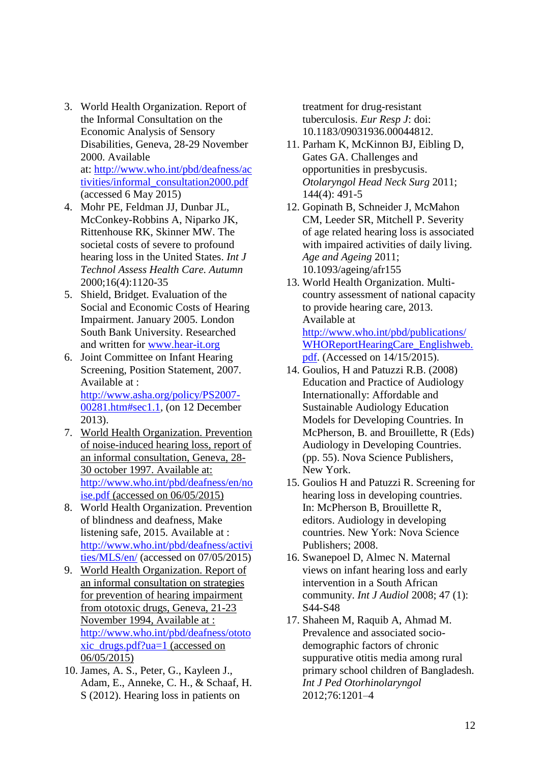3. World Health Organization. Report of the Informal Consultation on the Economic Analysis of Sensory Disabilities, Geneva, 28-29 November 2000. Available at: http://www.who.int/pbd/deafness/activities/informal_consultation2000.pdf (accessed 6 May 2015)
4. Mohr PE, Feldman JJ, Dunbar JL, McConkey-Robbins A, Niparko JK, Rittenhouse RK, Skinner MW. The societal costs of severe to profound hearing loss in the United States. *Int J Technol Assess Health Care. Autumn* 2000;16(4):1120-35
5. Shield, Bridget. Evaluation of the Social and Economic Costs of Hearing Impairment. January 2005. London South Bank University. Researched and written for www.hear-it.org
6. Joint Committee on Infant Hearing Screening, Position Statement, 2007. Available at : http://www.asha.org/policy/PS2007-00281.htm#sec1.1, (on 12 December 2013).
7. World Health Organization. Prevention of noise-induced hearing loss, report of an informal consultation, Geneva, 28-30 october 1997. Available at: http://www.who.int/pbd/deafness/en/noise.pdf (accessed on 06/05/2015)
8. World Health Organization. Prevention of blindness and deafness, Make listening safe, 2015. Available at : http://www.who.int/pbd/deafness/activities/MLS/en/ (accessed on 07/05/2015)
9. World Health Organization. Report of an informal consultation on strategies for prevention of hearing impairment from ototoxic drugs, Geneva, 21-23 November 1994, Available at : http://www.who.int/pbd/deafness/ototoxic_drugs.pdf?ua=1 (accessed on 06/05/2015)
10. James, A. S., Peter, G., Kayleen J., Adam, E., Anneke, C. H., & Schaaf, H. S (2012). Hearing loss in patients on treatment for drug-resistant tuberculosis. *Eur Resp J*: doi: 10.1183/09031936.00044812.
11. Parham K, McKinnon BJ, Eibling D, Gates GA. Challenges and opportunities in presbycusis. *Otolaryngol Head Neck Surg* 2011; 144(4): 491-5
12. Gopinath B, Schneider J, McMahon CM, Leeder SR, Mitchell P. Severity of age related hearing loss is associated with impaired activities of daily living. *Age and Ageing* 2011; 10.1093/ageing/afr155
13. World Health Organization. Multi-country assessment of national capacity to provide hearing care, 2013. Available at http://www.who.int/pbd/publications/WHOReportHearingCare_Englishweb.pdf. (Accessed on 14/15/2015).
14. Goulios, H and Patuzzi R.B. (2008) Education and Practice of Audiology Internationally: Affordable and Sustainable Audiology Education Models for Developing Countries. In McPherson, B. and Brouillette, R (Eds) Audiology in Developing Countries. (pp. 55). Nova Science Publishers, New York.
15. Goulios H and Patuzzi R. Screening for hearing loss in developing countries. In: McPherson B, Brouillette R, editors. Audiology in developing countries. New York: Nova Science Publishers; 2008.
16. Swanepoel D, Almec N. Maternal views on infant hearing loss and early intervention in a South African community. *Int J Audiol* 2008; 47 (1): S44-S48
17. Shaheen M, Raquib A, Ahmad M. Prevalence and associated socio-demographic factors of chronic suppurative otitis media among rural primary school children of Bangladesh. *Int J Ped Otorhinolaryngol* 2012;76:1201–4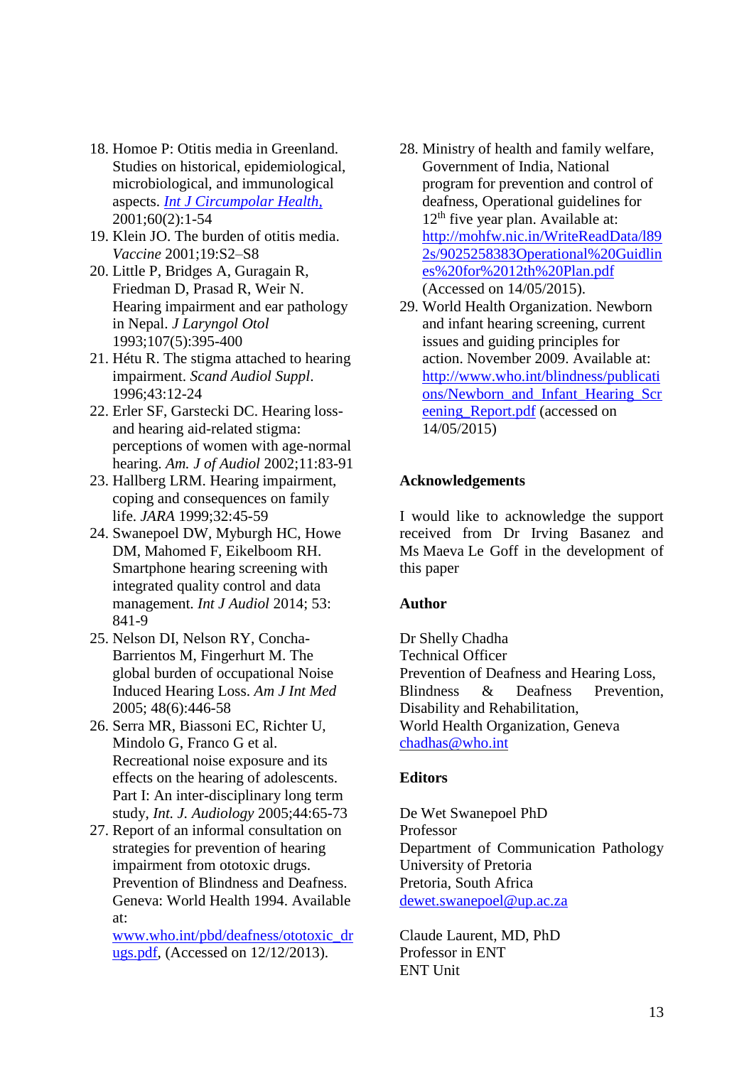18. Homoe P: Otitis media in Greenland. Studies on historical, epidemiological, microbiological, and immunological aspects. *Int J Circumpolar Health,* 2001;60(2):1-54
19. Klein JO. The burden of otitis media. *Vaccine* 2001;19:S2–S8
20. Little P, Bridges A, Guragain R, Friedman D, Prasad R, Weir N. Hearing impairment and ear pathology in Nepal. *J Laryngol Otol* 1993;107(5):395-400
21. Hétu R. The stigma attached to hearing impairment. *Scand Audiol Suppl*. 1996;43:12-24
22. Erler SF, Garstecki DC. Hearing loss- and hearing aid-related stigma: perceptions of women with age-normal hearing. *Am. J of Audiol* 2002;11:83-91
23. Hallberg LRM. Hearing impairment, coping and consequences on family life. *JARA* 1999;32:45-59
24. Swanepoel DW, Myburgh HC, Howe DM, Mahomed F, Eikelboom RH. Smartphone hearing screening with integrated quality control and data management. *Int J Audiol* 2014; 53: 841-9
25. Nelson DI, Nelson RY, Concha-Barrientos M, Fingerhurt M. The global burden of occupational Noise Induced Hearing Loss. *Am J Int Med* 2005; 48(6):446-58
26. Serra MR, Biassoni EC, Richter U, Mindolo G, Franco G et al. Recreational noise exposure and its effects on the hearing of adolescents. Part I: An inter-disciplinary long term study, *Int. J. Audiology* 2005;44:65-73
27. Report of an informal consultation on strategies for prevention of hearing impairment from ototoxic drugs. Prevention of Blindness and Deafness. Geneva: World Health 1994. Available at: www.who.int/pbd/deafness/ototoxic_drugs.pdf, (Accessed on 12/12/2013).
28. Ministry of health and family welfare, Government of India, National program for prevention and control of deafness, Operational guidelines for 12th five year plan. Available at: http://mohfw.nic.in/WriteReadData/l892s/9025258383Operational%20Guidlines%20for%2012th%20Plan.pdf (Accessed on 14/05/2015).
29. World Health Organization. Newborn and infant hearing screening, current issues and guiding principles for action. November 2009. Available at: http://www.who.int/blindness/publications/Newborn_and_Infant_Hearing_Screening_Report.pdf (accessed on 14/05/2015)

## Acknowledgements

I would like to acknowledge the support received from Dr Irving Basanez and Ms Maeva Le Goff in the development of this paper

## Author

Dr Shelly Chadha
Technical Officer
Prevention of Deafness and Hearing Loss, Blindness & Deafness Prevention, Disability and Rehabilitation,
World Health Organization, Geneva
chadhas@who.int

## Editors

De Wet Swanepoel PhD
Professor
Department of Communication Pathology
University of Pretoria
Pretoria, South Africa
dewet.swanepoel@up.ac.za

Claude Laurent, MD, PhD
Professor in ENT
ENT Unit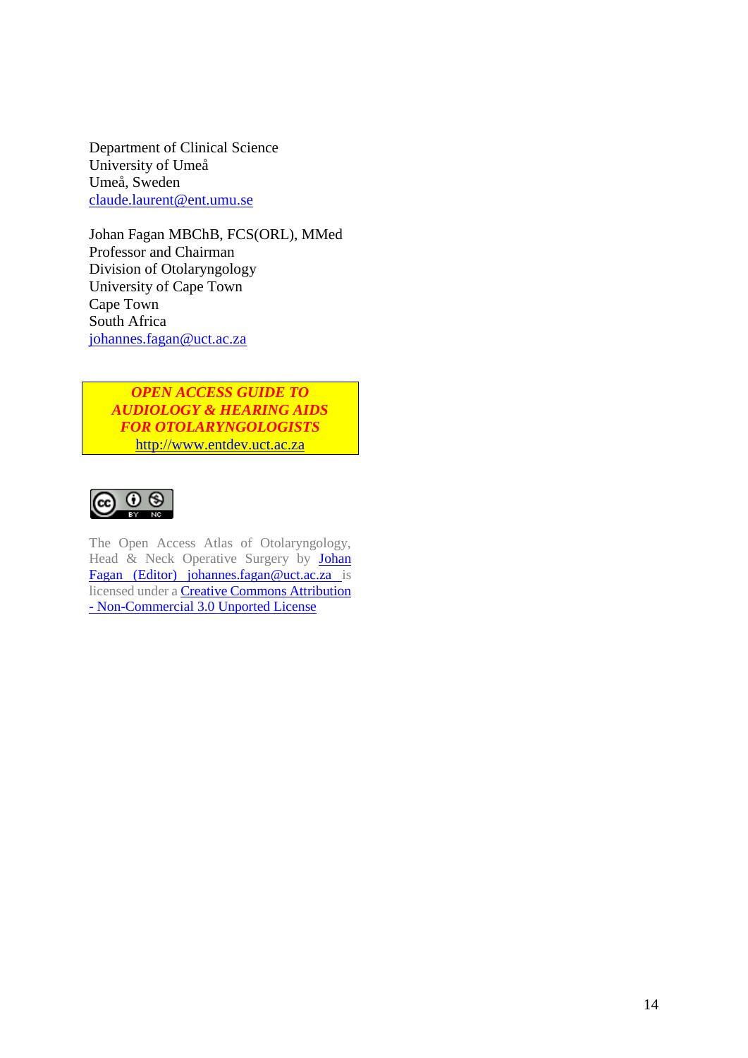Department of Clinical Science
University of Umeå
Umeå, Sweden
[claude.laurent@ent.umu.se](mailto:claude.laurent@ent.umu.se)

Johan Fagan MBChB, FCS(ORL), MMed
Professor and Chairman
Division of Otolaryngology
University of Cape Town
Cape Town
South Africa
[johannes.fagan@uct.ac.za](mailto:johannes.fagan@uct.ac.za)

***OPEN ACCESS GUIDE TO AUDIOLOGY & HEARING AIDS FOR OTOLARYNGOLOGISTS***
[http://www.entdev.uct.ac.za](http://www.entdev.uct.ac.za)

The Open Access Atlas of Otolaryngology, Head & Neck Operative Surgery by Johan Fagan (Editor) johannes.fagan@uct.ac.za is licensed under a Creative Commons Attribution - Non-Commercial 3.0 Unported License